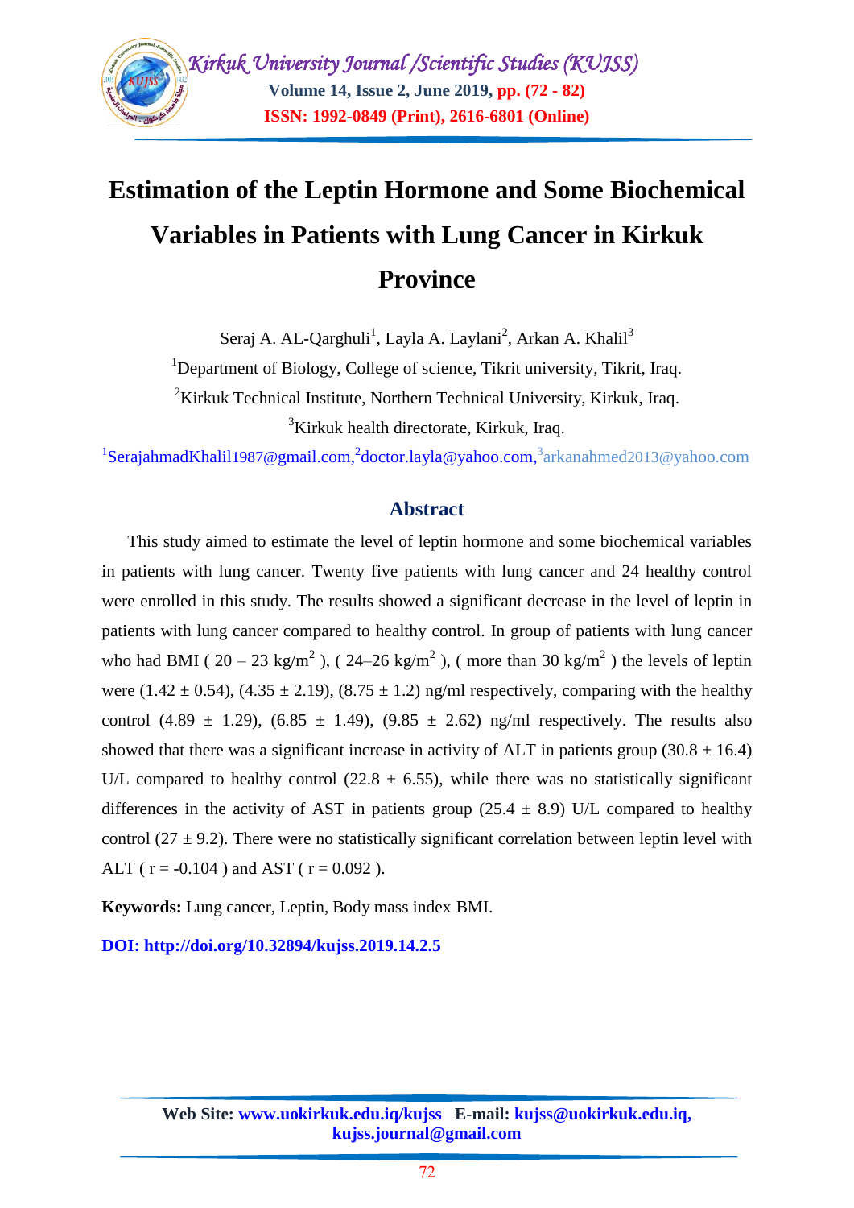# Estimation of the Leptin Hormone and Some Biochemical Variables in Patients with Lung Cancer in Kirkuk Province

Seraj A. AL-Qarghuli[1], Layla A. Laylani[2], Arkan A. Khalil[3]

[1]Department of Biology, College of science, Tikrit university, Tikrit, Iraq.

[2]Kirkuk Technical Institute, Northern Technical University, Kirkuk, Iraq.

[3]Kirkuk health directorate, Kirkuk, Iraq.

[1]SerajahmadKhalil1987@gmail.com,[2]doctor.layla@yahoo.com,[3]arkanahmed2013@yahoo.com

## Abstract

This study aimed to estimate the level of leptin hormone and some biochemical variables in patients with lung cancer. Twenty five patients with lung cancer and 24 healthy control were enrolled in this study. The results showed a significant decrease in the level of leptin in patients with lung cancer compared to healthy control. In group of patients with lung cancer who had BMI ( 20 – 23 kg/$m^2$ ), ( 24–26 kg/$m^2$ ), ( more than 30 kg/$m^2$ ) the levels of leptin were (1.42 ± 0.54), (4.35 ± 2.19), (8.75 ± 1.2) ng/ml respectively, comparing with the healthy control (4.89 ± 1.29), (6.85 ± 1.49), (9.85 ± 2.62) ng/ml respectively. The results also showed that there was a significant increase in activity of ALT in patients group (30.8 ± 16.4) U/L compared to healthy control (22.8 ± 6.55), while there was no statistically significant differences in the activity of AST in patients group (25.4 ± 8.9) U/L compared to healthy control (27 ± 9.2). There were no statistically significant correlation between leptin level with ALT ( r = -0.104 ) and AST ( r = 0.092 ).

**Keywords:** Lung cancer, Leptin, Body mass index BMI.

**DOI: http://doi.org/10.32894/kujss.2019.14.2.5**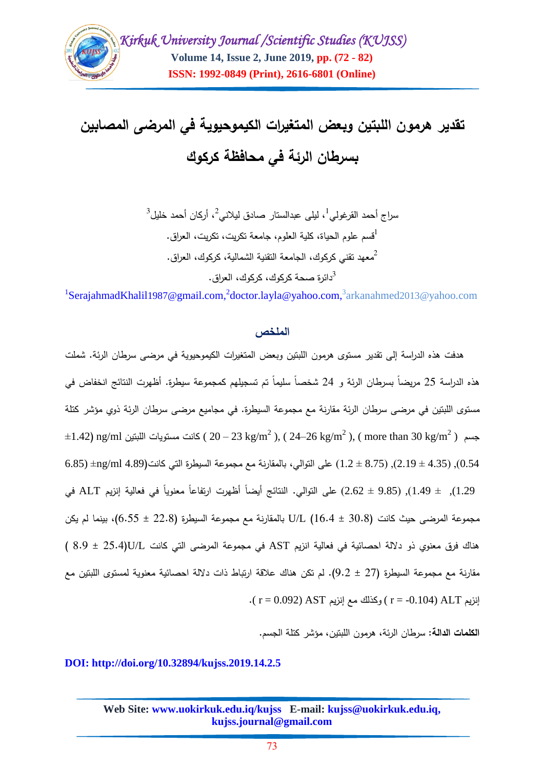# تقدير هرمون اللبتين وبعض المتغيرات الكيموحيوية في المرضى المصابين بسرطان الرئة في محافظة كركوك

سراج أحمد القرغولي[1]، ليلى عبدالستار صادق ليلاني[2]، أركان أحمد خليل[3]

[1]قسم علوم الحياة، كلية العلوم، جامعة تكريت، تكريت، العراق.

[2]معهد تقني كركوك، الجامعة التقنية الشمالية، كركوك، العراق.

[3]دائرة صحة كركوك، كركوك، العراق.

[1]SerajahmadKhalil1987@gmail.com,[2]doctor.layla@yahoo.com,[3]arkanahmed2013@yahoo.com

## الملخص

هدفت هذه الدراسة إلى تقدير مستوى هرمون اللبتين وبعض المتغيرات الكيموحيوية في مرضى سرطان الرئة. شملت هذه الدراسة 25 مريضاً بسرطان الرئة و 24 شخصاً سليماً تم تسجيلهم كمجموعة سيطرة. أظهرت النتائج انخفاض في مستوى اللبتين في مرضى سرطان الرئة مقارنة مع مجموعة السيطرة. في مجاميع مرضى سرطان الرئة ذوي مؤشر كتلة جسم ( $20 – 23$ kg/m$^2$ ), ( $24–26$ kg/m$^2$ ), ( more than $30$ kg/m$^2$ ) كانت مستويات اللبتين ng/ml ($1.42\pm$ 0.54), ($4.35 \pm 2.19$), ($8.75 \pm 1.2$) على التوالي، بالمقارنة مع مجموعة السيطرة التي كانت(ng/ml 4.89$\pm$ 6.85), ($\pm$ 1.49 1.29), ($9.85 \pm 2.62$) على التوالي. النتائج أيضاً أظهرت ارتفاعاً معنوياً في فعالية إنزيم ALT في مجموعة المرضى حيث كانت ($30.8 \pm 16.4$) U/L بالمقارنة مع مجموعة السيطرة ($22.8 \pm 6.55$)، بينما لم يكن هناك فرق معنوي ذو دلالة احصائية في فعالية انزيم AST في مجموعة المرضى التي كانت U/L($25.4 \pm 8.9$ ) مقارنة مع مجموعة السيطرة ($27 \pm 9.2$). لم تكن هناك علاقة ارتباط ذات دلالة احصائية معنوية لمستوى اللبتين مع إنزيم ALT ($r = -0.104$ ) وكذلك مع إنزيم AST ($r = 0.092$ ).

**الكلمات الدالة:** سرطان الرئة، هرمون اللبتين، مؤشر كتلة الجسم.

**DOI: http://doi.org/10.32894/kujss.2019.14.2.5**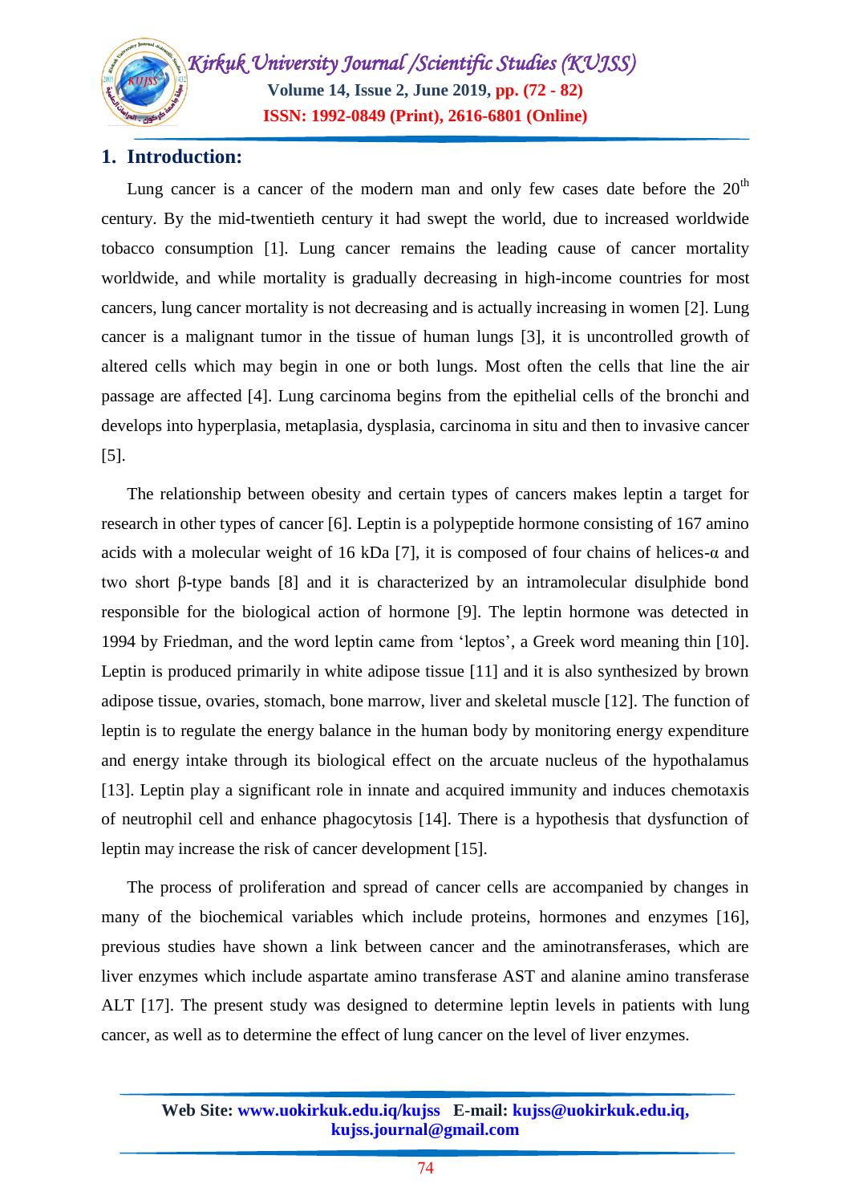## 1. Introduction:

Lung cancer is a cancer of the modern man and only few cases date before the $20^{th}$ century. By the mid-twentieth century it had swept the world, due to increased worldwide tobacco consumption [1]. Lung cancer remains the leading cause of cancer mortality worldwide, and while mortality is gradually decreasing in high-income countries for most cancers, lung cancer mortality is not decreasing and is actually increasing in women [2]. Lung cancer is a malignant tumor in the tissue of human lungs [3], it is uncontrolled growth of altered cells which may begin in one or both lungs. Most often the cells that line the air passage are affected [4]. Lung carcinoma begins from the epithelial cells of the bronchi and develops into hyperplasia, metaplasia, dysplasia, carcinoma in situ and then to invasive cancer [5].

The relationship between obesity and certain types of cancers makes leptin a target for research in other types of cancer [6]. Leptin is a polypeptide hormone consisting of 167 amino acids with a molecular weight of 16 kDa [7], it is composed of four chains of helices-α and two short β-type bands [8] and it is characterized by an intramolecular disulphide bond responsible for the biological action of hormone [9]. The leptin hormone was detected in 1994 by Friedman, and the word leptin came from 'leptos', a Greek word meaning thin [10]. Leptin is produced primarily in white adipose tissue [11] and it is also synthesized by brown adipose tissue, ovaries, stomach, bone marrow, liver and skeletal muscle [12]. The function of leptin is to regulate the energy balance in the human body by monitoring energy expenditure and energy intake through its biological effect on the arcuate nucleus of the hypothalamus [13]. Leptin play a significant role in innate and acquired immunity and induces chemotaxis of neutrophil cell and enhance phagocytosis [14]. There is a hypothesis that dysfunction of leptin may increase the risk of cancer development [15].

The process of proliferation and spread of cancer cells are accompanied by changes in many of the biochemical variables which include proteins, hormones and enzymes [16], previous studies have shown a link between cancer and the aminotransferases, which are liver enzymes which include aspartate amino transferase AST and alanine amino transferase ALT [17]. The present study was designed to determine leptin levels in patients with lung cancer, as well as to determine the effect of lung cancer on the level of liver enzymes.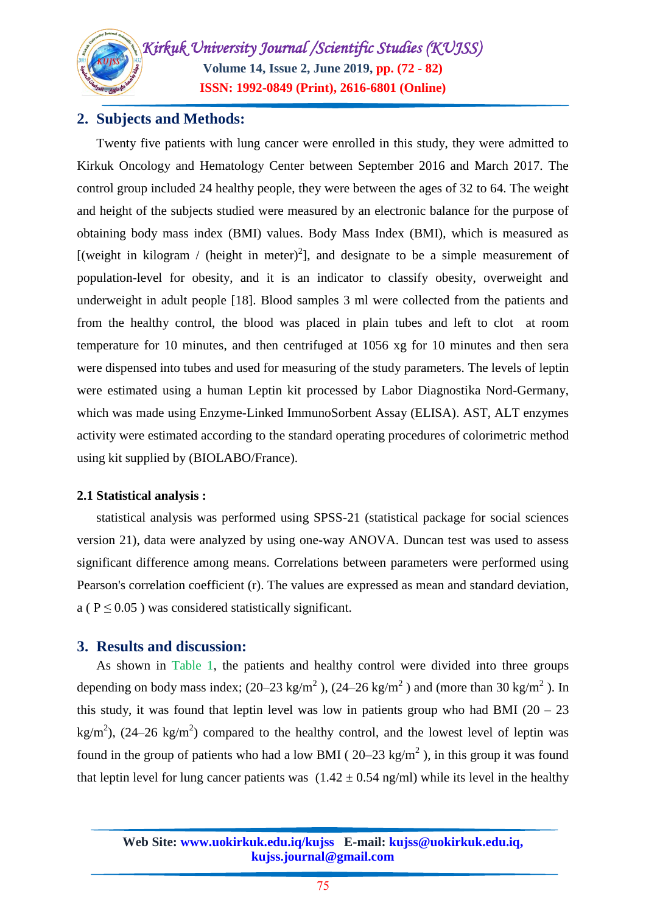## 2. Subjects and Methods:

Twenty five patients with lung cancer were enrolled in this study, they were admitted to Kirkuk Oncology and Hematology Center between September 2016 and March 2017. The control group included 24 healthy people, they were between the ages of 32 to 64. The weight and height of the subjects studied were measured by an electronic balance for the purpose of obtaining body mass index (BMI) values. Body Mass Index (BMI), which is measured as [(weight in kilogram / (height in meter)$^2$], and designate to be a simple measurement of population-level for obesity, and it is an indicator to classify obesity, overweight and underweight in adult people [18]. Blood samples 3 ml were collected from the patients and from the healthy control, the blood was placed in plain tubes and left to clot at room temperature for 10 minutes, and then centrifuged at 1056 xg for 10 minutes and then sera were dispensed into tubes and used for measuring of the study parameters. The levels of leptin were estimated using a human Leptin kit processed by Labor Diagnostika Nord-Germany, which was made using Enzyme-Linked ImmunoSorbent Assay (ELISA). AST, ALT enzymes activity were estimated according to the standard operating procedures of colorimetric method using kit supplied by (BIOLABO/France).

### 2.1 Statistical analysis :

statistical analysis was performed using SPSS-21 (statistical package for social sciences version 21), data were analyzed by using one-way ANOVA. Duncan test was used to assess significant difference among means. Correlations between parameters were performed using Pearson's correlation coefficient (r). The values are expressed as mean and standard deviation, a ( $P \leq 0.05$ ) was considered statistically significant.

## 3. Results and discussion:

As shown in Table 1, the patients and healthy control were divided into three groups depending on body mass index; (20–23 kg/m$^2$ ), (24–26 kg/m$^2$ ) and (more than 30 kg/m$^2$ ). In this study, it was found that leptin level was low in patients group who had BMI (20 – 23 kg/m$^2$), (24–26 kg/m$^2$) compared to the healthy control, and the lowest level of leptin was found in the group of patients who had a low BMI ( 20–23 kg/m$^2$ ), in this group it was found that leptin level for lung cancer patients was ($1.42 \pm 0.54$ ng/ml) while its level in the healthy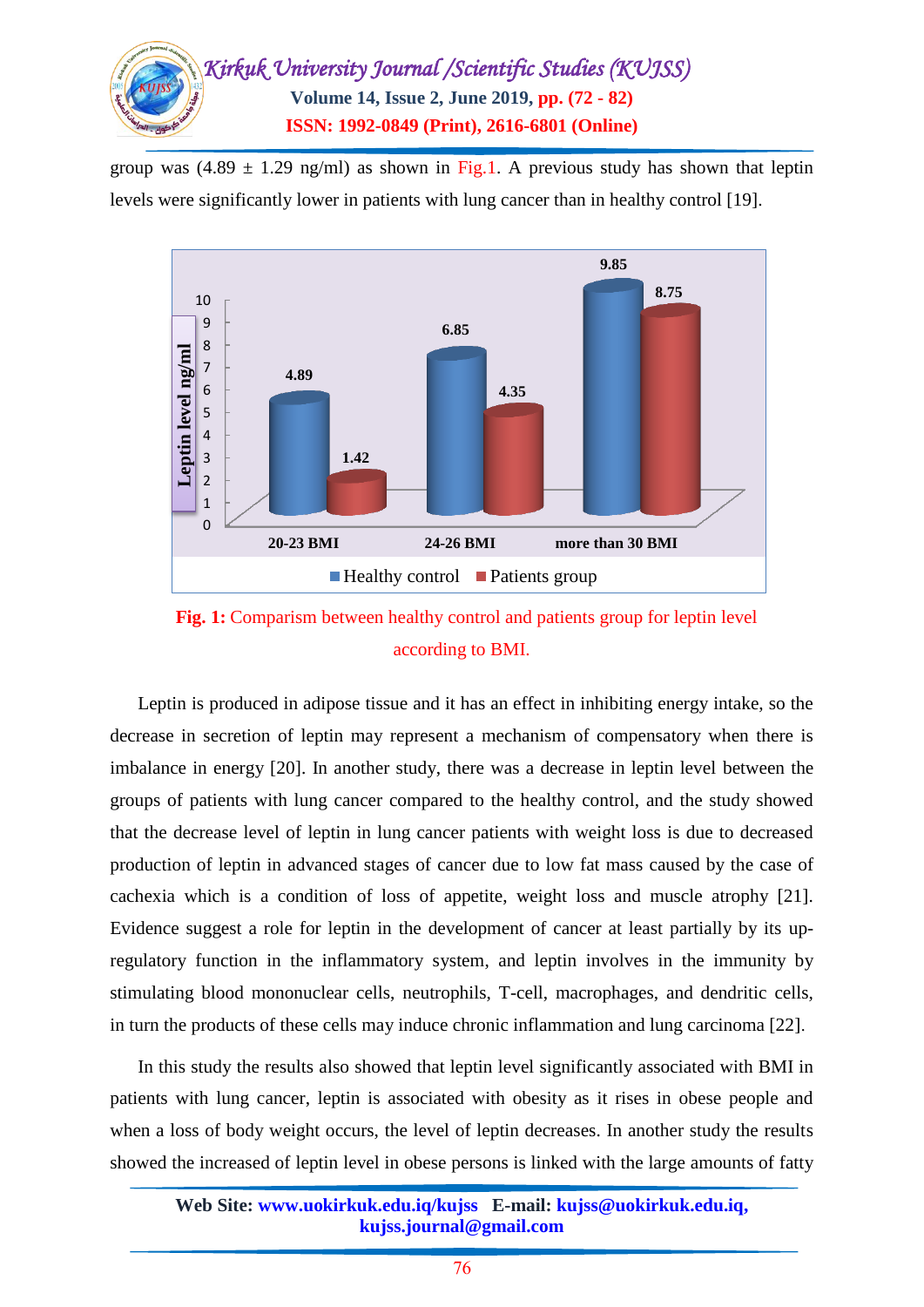group was (4.89 ± 1.29 ng/ml) as shown in Fig.1. A previous study has shown that leptin levels were significantly lower in patients with lung cancer than in healthy control [19].

**Fig. 1:** Comparism between healthy control and patients group for leptin level according to BMI.

Leptin is produced in adipose tissue and it has an effect in inhibiting energy intake, so the decrease in secretion of leptin may represent a mechanism of compensatory when there is imbalance in energy [20]. In another study, there was a decrease in leptin level between the groups of patients with lung cancer compared to the healthy control, and the study showed that the decrease level of leptin in lung cancer patients with weight loss is due to decreased production of leptin in advanced stages of cancer due to low fat mass caused by the case of cachexia which is a condition of loss of appetite, weight loss and muscle atrophy [21]. Evidence suggest a role for leptin in the development of cancer at least partially by its up-regulatory function in the inflammatory system, and leptin involves in the immunity by stimulating blood mononuclear cells, neutrophils, T-cell, macrophages, and dendritic cells, in turn the products of these cells may induce chronic inflammation and lung carcinoma [22].

In this study the results also showed that leptin level significantly associated with BMI in patients with lung cancer, leptin is associated with obesity as it rises in obese people and when a loss of body weight occurs, the level of leptin decreases. In another study the results showed the increased of leptin level in obese persons is linked with the large amounts of fatty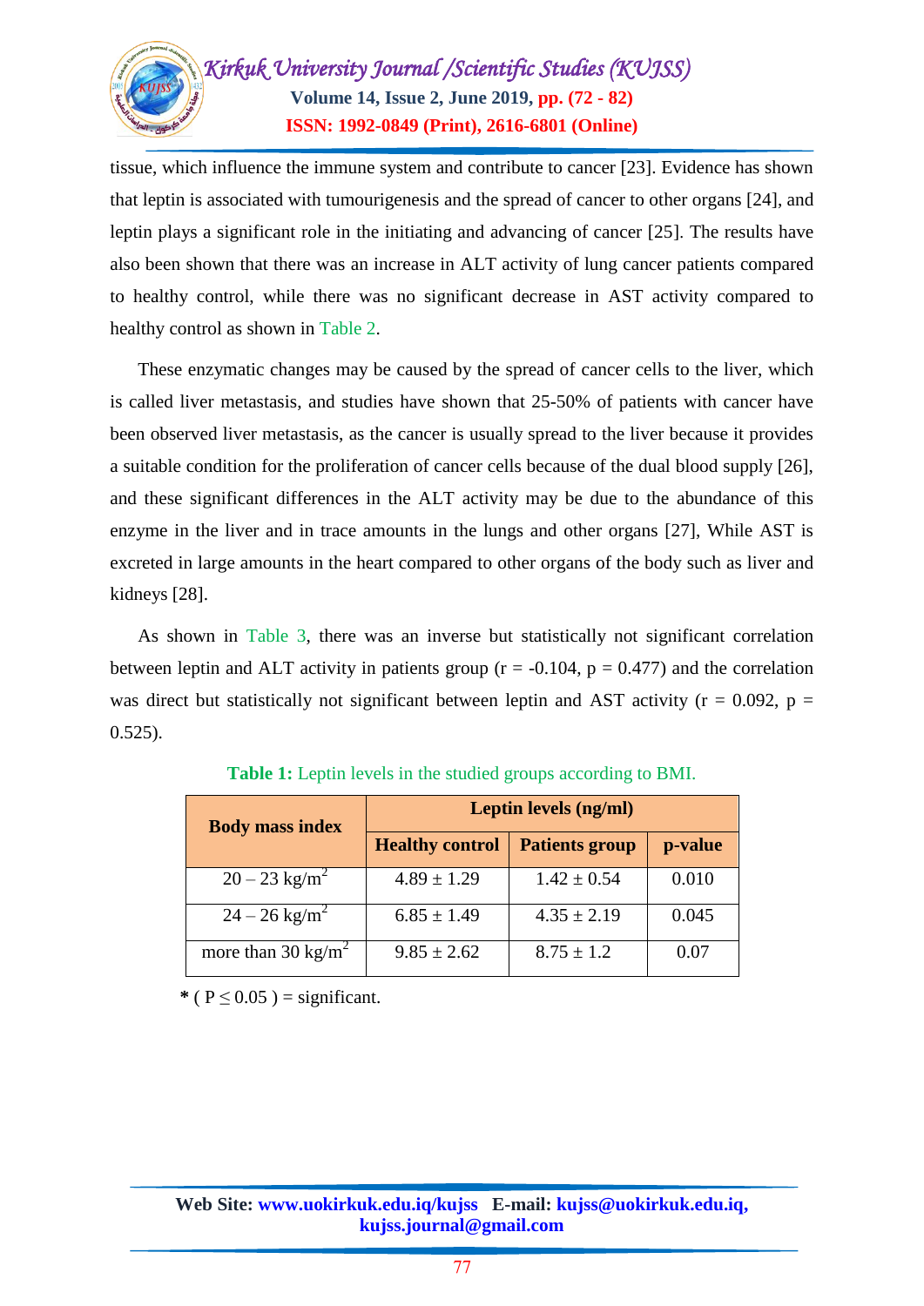tissue, which influence the immune system and contribute to cancer [23]. Evidence has shown that leptin is associated with tumourigenesis and the spread of cancer to other organs [24], and leptin plays a significant role in the initiating and advancing of cancer [25]. The results have also been shown that there was an increase in ALT activity of lung cancer patients compared to healthy control, while there was no significant decrease in AST activity compared to healthy control as shown in Table 2.

These enzymatic changes may be caused by the spread of cancer cells to the liver, which is called liver metastasis, and studies have shown that 25-50% of patients with cancer have been observed liver metastasis, as the cancer is usually spread to the liver because it provides a suitable condition for the proliferation of cancer cells because of the dual blood supply [26], and these significant differences in the ALT activity may be due to the abundance of this enzyme in the liver and in trace amounts in the lungs and other organs [27], While AST is excreted in large amounts in the heart compared to other organs of the body such as liver and kidneys [28].

As shown in Table 3, there was an inverse but statistically not significant correlation between leptin and ALT activity in patients group ($r = -0.104$, $p = 0.477$) and the correlation was direct but statistically not significant between leptin and AST activity ($r = 0.092$, $p = 0.525$).

**Table 1:** Leptin levels in the studied groups according to BMI.

| Body mass index | Leptin levels (ng/ml) | | |
|---|---|---|---|
| | Healthy control | Patients group | p-value |
| 20 – 23 kg/m$^2$ | 4.89 ± 1.29 | 1.42 ± 0.54 | 0.010 |
| 24 – 26 kg/m$^2$ | 6.85 ± 1.49 | 4.35 ± 2.19 | 0.045 |
| more than 30 kg/m$^2$ | 9.85 ± 2.62 | 8.75 ± 1.2 | 0.07 |

**\*** ( $P \leq 0.05$ ) = significant.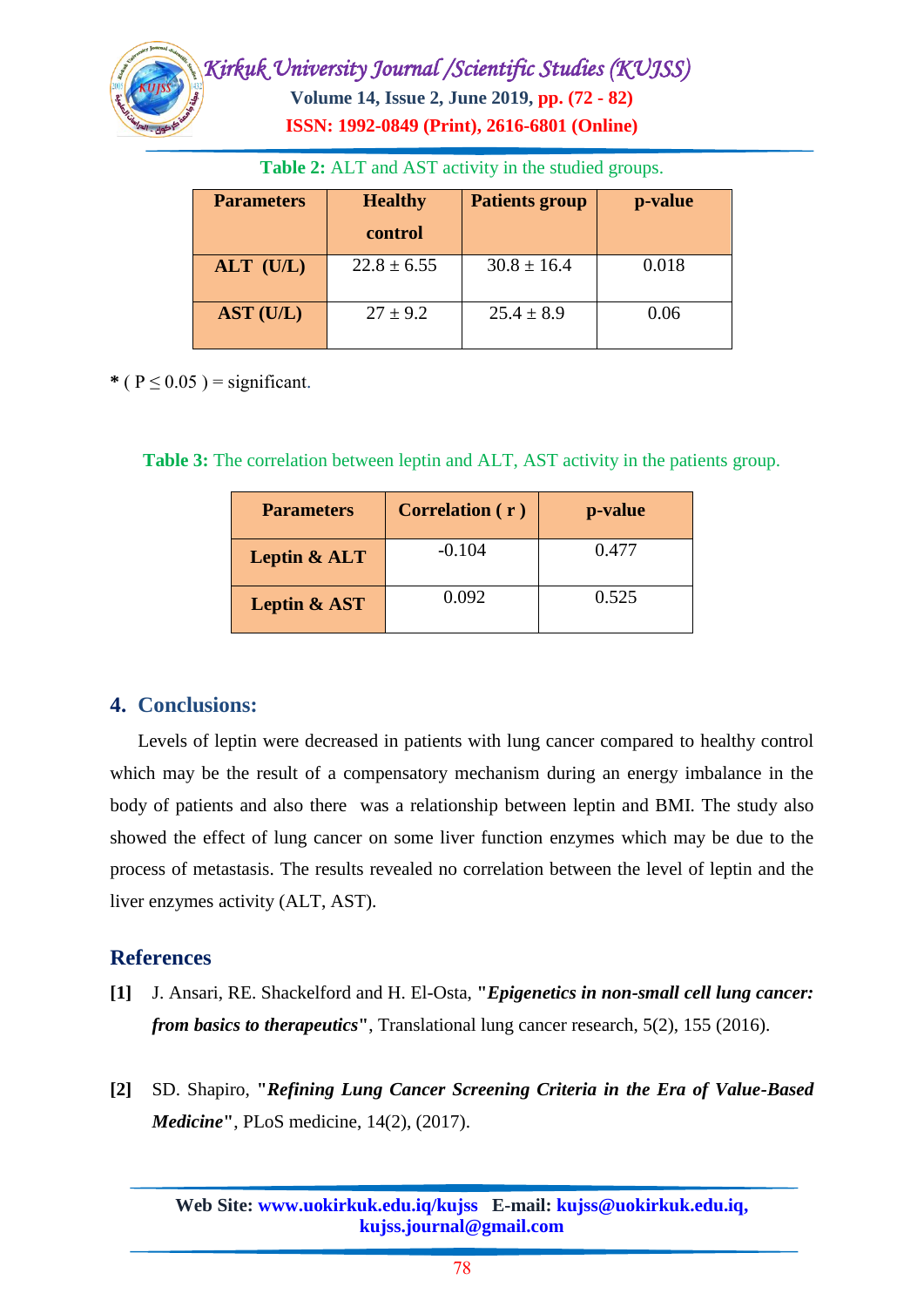**Table 2:** ALT and AST activity in the studied groups.

| Parameters | Healthy control | Patients group | p-value |
|---|---|---|---|
| ALT (U/L) | 22.8 ± 6.55 | 30.8 ± 16.4 | 0.018 |
| AST (U/L) | 27 ± 9.2 | 25.4 ± 8.9 | 0.06 |

* ( $P \leq 0.05$ ) = significant.

**Table 3:** The correlation between leptin and ALT, AST activity in the patients group.

| Parameters | Correlation ( r ) | p-value |
|---|---|---|
| Leptin & ALT | -0.104 | 0.477 |
| Leptin & AST | 0.092 | 0.525 |

## 4. Conclusions:

Levels of leptin were decreased in patients with lung cancer compared to healthy control which may be the result of a compensatory mechanism during an energy imbalance in the body of patients and also there was a relationship between leptin and BMI. The study also showed the effect of lung cancer on some liver function enzymes which may be due to the process of metastasis. The results revealed no correlation between the level of leptin and the liver enzymes activity (ALT, AST).

## References

**[1]** J. Ansari, RE. Shackelford and H. El-Osta, **"*Epigenetics in non-small cell lung cancer: from basics to therapeutics*"**, Translational lung cancer research, 5(2), 155 (2016).

**[2]** SD. Shapiro, **"*Refining Lung Cancer Screening Criteria in the Era of Value-Based Medicine*"**, PLoS medicine, 14(2), (2017).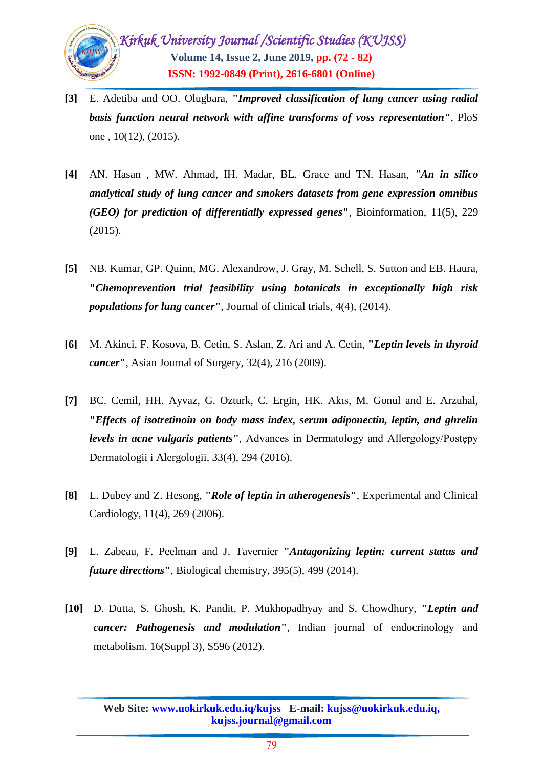**[3]** E. Adetiba and OO. Olugbara, "***Improved classification of lung cancer using radial basis function neural network with affine transforms of voss representation***", PloS one , 10(12), (2015).

**[4]** AN. Hasan , MW. Ahmad, IH. Madar, BL. Grace and TN. Hasan, *"**An in silico analytical study of lung cancer and smokers datasets from gene expression omnibus (GEO) for prediction of differentially expressed genes***", Bioinformation, 11(5), 229 (2015).

**[5]** NB. Kumar, GP. Quinn, MG. Alexandrow, J. Gray, M. Schell, S. Sutton and EB. Haura, "***Chemoprevention trial feasibility using botanicals in exceptionally high risk populations for lung cancer***", Journal of clinical trials, 4(4), (2014).

**[6]** M. Akinci, F. Kosova, B. Cetin, S. Aslan, Z. Ari and A. Cetin, "***Leptin levels in thyroid cancer***", Asian Journal of Surgery, 32(4), 216 (2009).

**[7]** BC. Cemil, HH. Ayvaz, G. Ozturk, C. Ergin, HK. Akıs, M. Gonul and E. Arzuhal, "***Effects of isotretinoin on body mass index, serum adiponectin, leptin, and ghrelin levels in acne vulgaris patients***", Advances in Dermatology and Allergology/Postępy Dermatologii i Alergologii, 33(4), 294 (2016).

**[8]** L. Dubey and Z. Hesong, "***Role of leptin in atherogenesis***", Experimental and Clinical Cardiology, 11(4), 269 (2006).

**[9]** L. Zabeau, F. Peelman and J. Tavernier "***Antagonizing leptin: current status and future directions***", Biological chemistry, 395(5), 499 (2014).

**[10]** D. Dutta, S. Ghosh, K. Pandit, P. Mukhopadhyay and S. Chowdhury, "***Leptin and cancer: Pathogenesis and modulation***", Indian journal of endocrinology and metabolism. 16(Suppl 3), S596 (2012).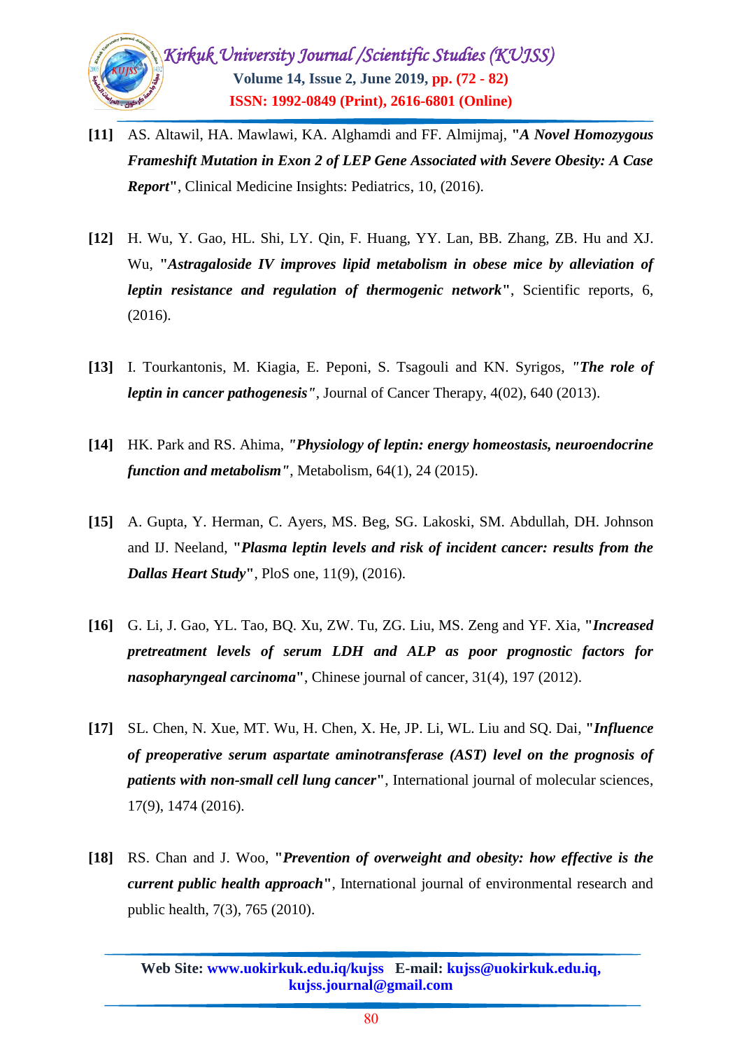**[11]** AS. Altawil, HA. Mawlawi, KA. Alghamdi and FF. Almijmaj, **"*A Novel Homozygous Frameshift Mutation in Exon 2 of LEP Gene Associated with Severe Obesity: A Case Report*"**, Clinical Medicine Insights: Pediatrics, 10, (2016).

**[12]** H. Wu, Y. Gao, HL. Shi, LY. Qin, F. Huang, YY. Lan, BB. Zhang, ZB. Hu and XJ. Wu, **"*Astragaloside IV improves lipid metabolism in obese mice by alleviation of leptin resistance and regulation of thermogenic network*"**, Scientific reports, 6, (2016).

**[13]** I. Tourkantonis, M. Kiagia, E. Peponi, S. Tsagouli and KN. Syrigos, ***"The role of leptin in cancer pathogenesis"***, Journal of Cancer Therapy, 4(02), 640 (2013).

**[14]** HK. Park and RS. Ahima, ***"Physiology of leptin: energy homeostasis, neuroendocrine function and metabolism"***, Metabolism, 64(1), 24 (2015).

**[15]** A. Gupta, Y. Herman, C. Ayers, MS. Beg, SG. Lakoski, SM. Abdullah, DH. Johnson and IJ. Neeland, **"*Plasma leptin levels and risk of incident cancer: results from the Dallas Heart Study*"**, PloS one, 11(9), (2016).

**[16]** G. Li, J. Gao, YL. Tao, BQ. Xu, ZW. Tu, ZG. Liu, MS. Zeng and YF. Xia, **"*Increased pretreatment levels of serum LDH and ALP as poor prognostic factors for nasopharyngeal carcinoma*"**, Chinese journal of cancer, 31(4), 197 (2012).

**[17]** SL. Chen, N. Xue, MT. Wu, H. Chen, X. He, JP. Li, WL. Liu and SQ. Dai, **"*Influence of preoperative serum aspartate aminotransferase (AST) level on the prognosis of patients with non-small cell lung cancer*"**, International journal of molecular sciences, 17(9), 1474 (2016).

**[18]** RS. Chan and J. Woo, **"*Prevention of overweight and obesity: how effective is the current public health approach*"**, International journal of environmental research and public health, 7(3), 765 (2010).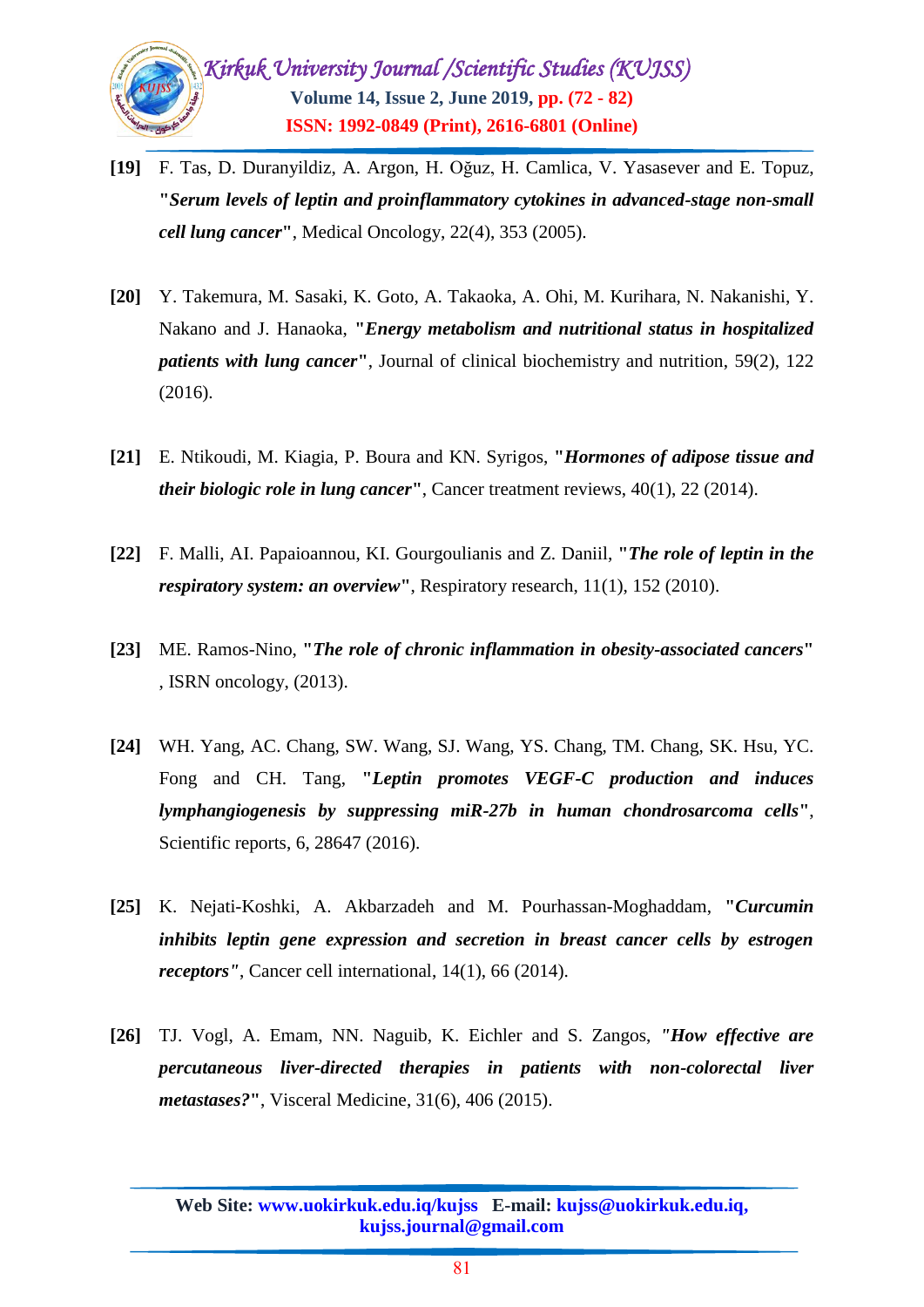**[19]** F. Tas, D. Duranyildiz, A. Argon, H. Oğuz, H. Camlica, V. Yasasever and E. Topuz, **"*Serum levels of leptin and proinflammatory cytokines in advanced-stage non-small cell lung cancer*"**, Medical Oncology, 22(4), 353 (2005).

**[20]** Y. Takemura, M. Sasaki, K. Goto, A. Takaoka, A. Ohi, M. Kurihara, N. Nakanishi, Y. Nakano and J. Hanaoka, **"*Energy metabolism and nutritional status in hospitalized patients with lung cancer*"**, Journal of clinical biochemistry and nutrition, 59(2), 122 (2016).

**[21]** E. Ntikoudi, M. Kiagia, P. Boura and KN. Syrigos, **"*Hormones of adipose tissue and their biologic role in lung cancer*"**, Cancer treatment reviews, 40(1), 22 (2014).

**[22]** F. Malli, AI. Papaioannou, KI. Gourgoulianis and Z. Daniil, **"*The role of leptin in the respiratory system: an overview*"**, Respiratory research, 11(1), 152 (2010).

**[23]** ME. Ramos-Nino, **"*The role of chronic inflammation in obesity-associated cancers*"** , ISRN oncology, (2013).

**[24]** WH. Yang, AC. Chang, SW. Wang, SJ. Wang, YS. Chang, TM. Chang, SK. Hsu, YC. Fong and CH. Tang, **"*Leptin promotes VEGF-C production and induces lymphangiogenesis by suppressing miR-27b in human chondrosarcoma cells*"**, Scientific reports, 6, 28647 (2016).

**[25]** K. Nejati-Koshki, A. Akbarzadeh and M. Pourhassan-Moghaddam, **"*Curcumin inhibits leptin gene expression and secretion in breast cancer cells by estrogen receptors"***, Cancer cell international, 14(1), 66 (2014).

**[26]** TJ. Vogl, A. Emam, NN. Naguib, K. Eichler and S. Zangos, ***"How effective are percutaneous liver-directed therapies in patients with non-colorectal liver metastases?*"**, Visceral Medicine, 31(6), 406 (2015).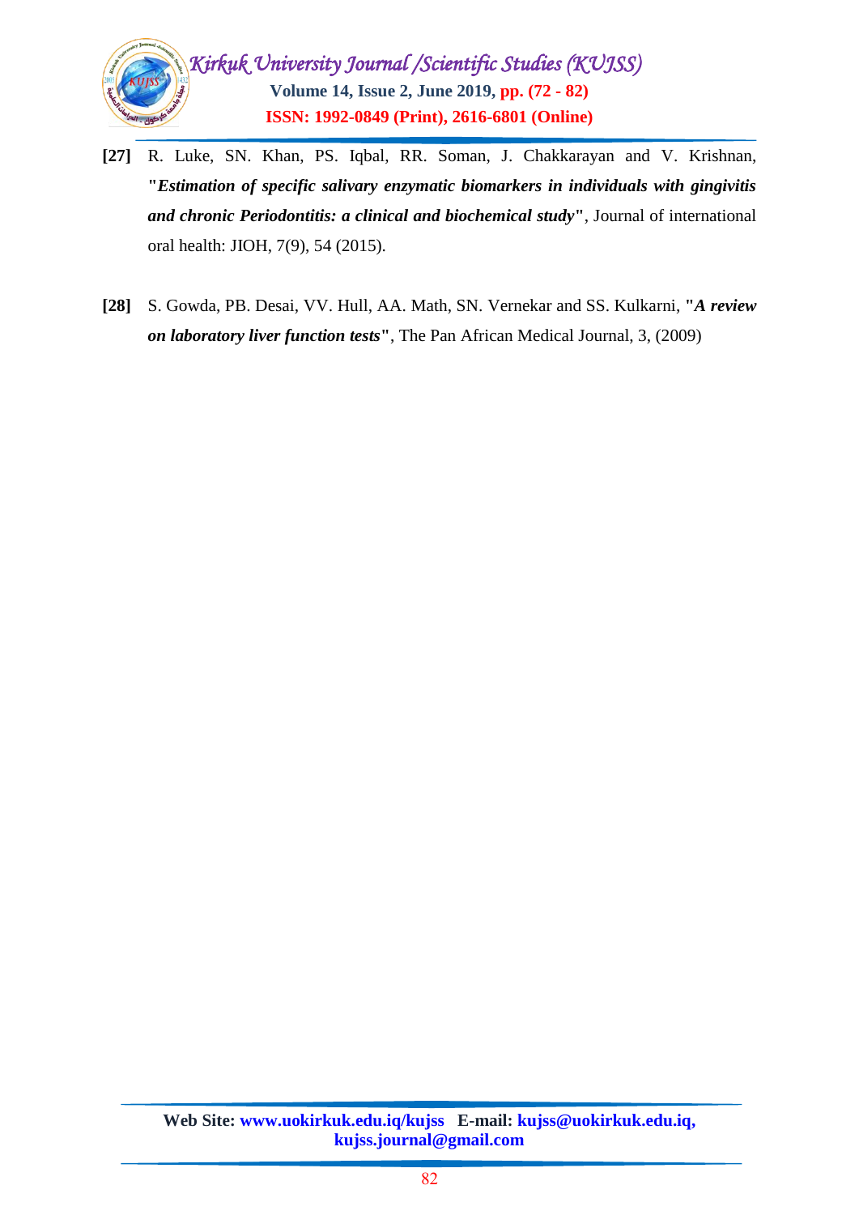**[27]** R. Luke, SN. Khan, PS. Iqbal, RR. Soman, J. Chakkarayan and V. Krishnan, **"*Estimation of specific salivary enzymatic biomarkers in individuals with gingivitis and chronic Periodontitis: a clinical and biochemical study*"**, Journal of international oral health: JIOH, 7(9), 54 (2015).

**[28]** S. Gowda, PB. Desai, VV. Hull, AA. Math, SN. Vernekar and SS. Kulkarni, **"*A review on laboratory liver function tests*"**, The Pan African Medical Journal, 3, (2009)